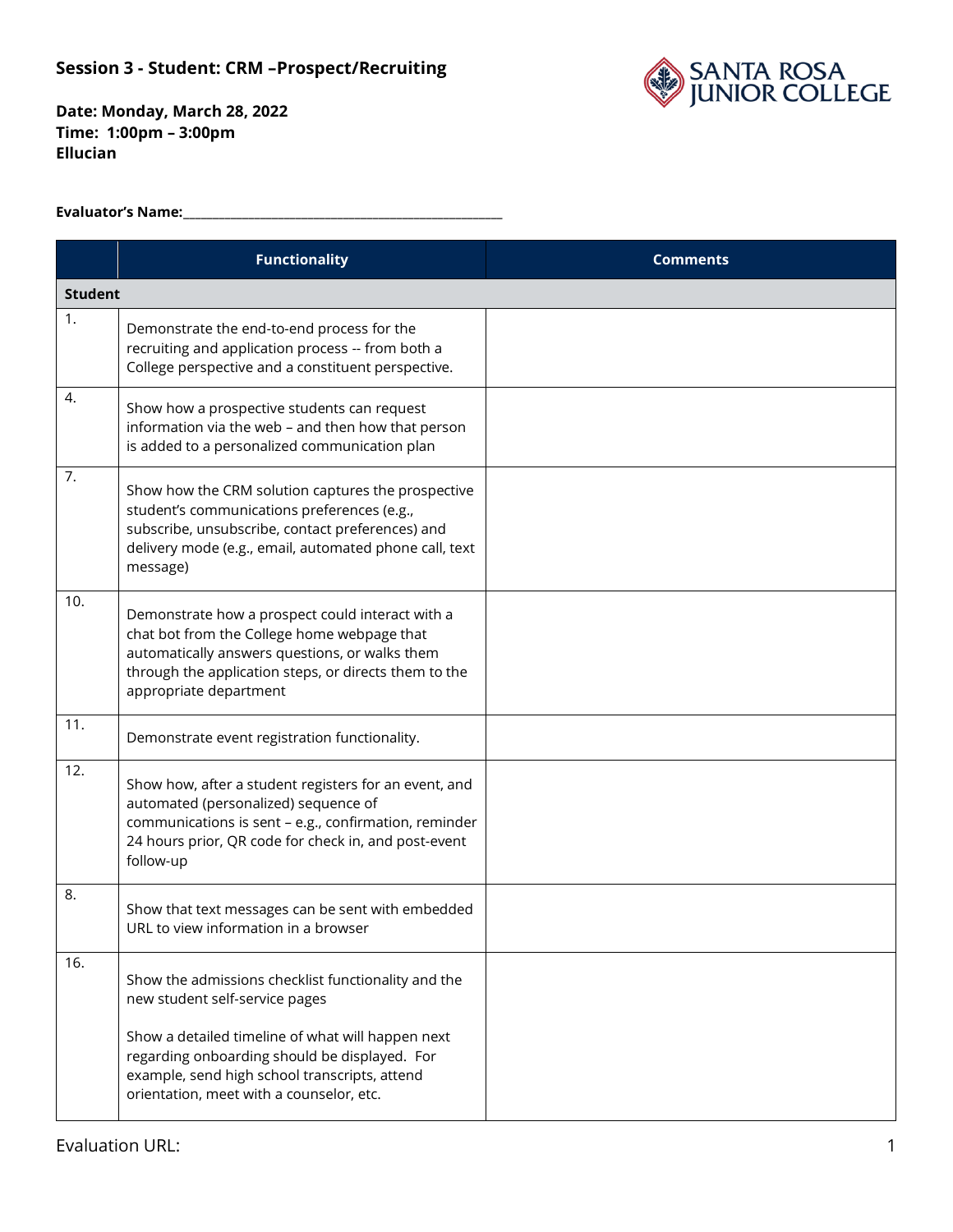## Session 3 - Student: CRM –Prospect/Recruiting

**Date: Monday, March 28, 2022**
**Time: 1:00pm – 3:00pm**
**Ellucian**

**Evaluator's Name:**\_\_\_\_\_\_\_\_\_\_\_\_\_\_\_\_\_\_\_\_\_\_\_\_\_\_\_\_\_\_\_\_\_\_\_\_\_\_\_\_\_\_\_\_\_\_\_\_

| | Functionality | Comments |
|---|---|---|
| **Student** | | |
| 1. | Demonstrate the end-to-end process for the recruiting and application process -- from both a College perspective and a constituent perspective. | |
| 4. | Show how a prospective students can request information via the web – and then how that person is added to a personalized communication plan | |
| 7. | Show how the CRM solution captures the prospective student's communications preferences (e.g., subscribe, unsubscribe, contact preferences) and delivery mode (e.g., email, automated phone call, text message) | |
| 10. | Demonstrate how a prospect could interact with a chat bot from the College home webpage that automatically answers questions, or walks them through the application steps, or directs them to the appropriate department | |
| 11. | Demonstrate event registration functionality. | |
| 12. | Show how, after a student registers for an event, and automated (personalized) sequence of communications is sent – e.g., confirmation, reminder 24 hours prior, QR code for check in, and post-event follow-up | |
| 8. | Show that text messages can be sent with embedded URL to view information in a browser | |
| 16. | Show the admissions checklist functionality and the new student self-service pages<br><br>Show a detailed timeline of what will happen next regarding onboarding should be displayed. For example, send high school transcripts, attend orientation, meet with a counselor, etc. | |

Evaluation URL: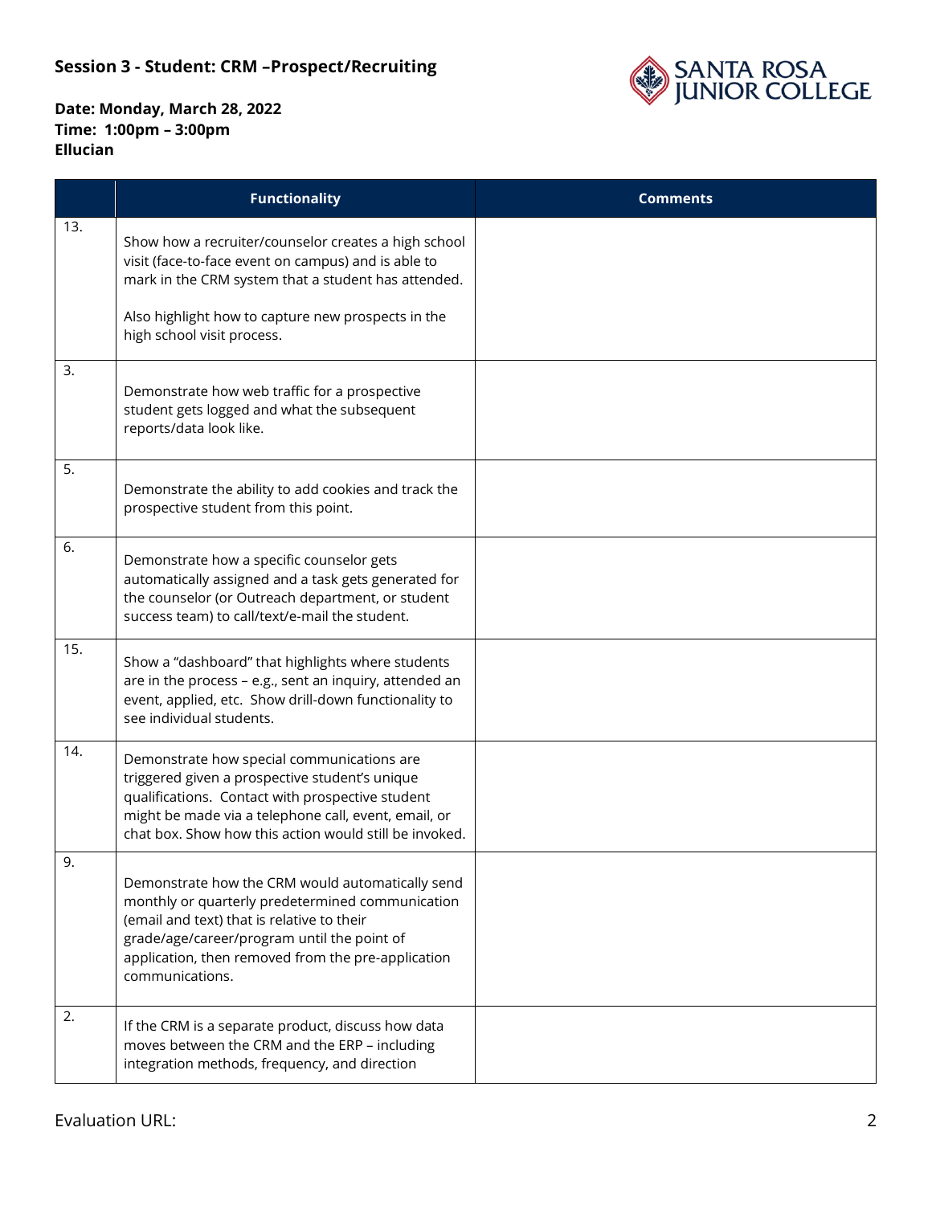**Session 3 - Student: CRM –Prospect/Recruiting**

**Date: Monday, March 28, 2022**
**Time: 1:00pm – 3:00pm**
**Ellucian**

| | Functionality | Comments |
|---|---|---|
| 13. | Show how a recruiter/counselor creates a high school visit (face-to-face event on campus) and is able to mark in the CRM system that a student has attended.<br><br>Also highlight how to capture new prospects in the high school visit process. | |
| 3. | Demonstrate how web traffic for a prospective student gets logged and what the subsequent reports/data look like. | |
| 5. | Demonstrate the ability to add cookies and track the prospective student from this point. | |
| 6. | Demonstrate how a specific counselor gets automatically assigned and a task gets generated for the counselor (or Outreach department, or student success team) to call/text/e-mail the student. | |
| 15. | Show a "dashboard" that highlights where students are in the process – e.g., sent an inquiry, attended an event, applied, etc. Show drill-down functionality to see individual students. | |
| 14. | Demonstrate how special communications are triggered given a prospective student's unique qualifications. Contact with prospective student might be made via a telephone call, event, email, or chat box. Show how this action would still be invoked. | |
| 9. | Demonstrate how the CRM would automatically send monthly or quarterly predetermined communication (email and text) that is relative to their grade/age/career/program until the point of application, then removed from the pre-application communications. | |
| 2. | If the CRM is a separate product, discuss how data moves between the CRM and the ERP – including integration methods, frequency, and direction | |

Evaluation URL: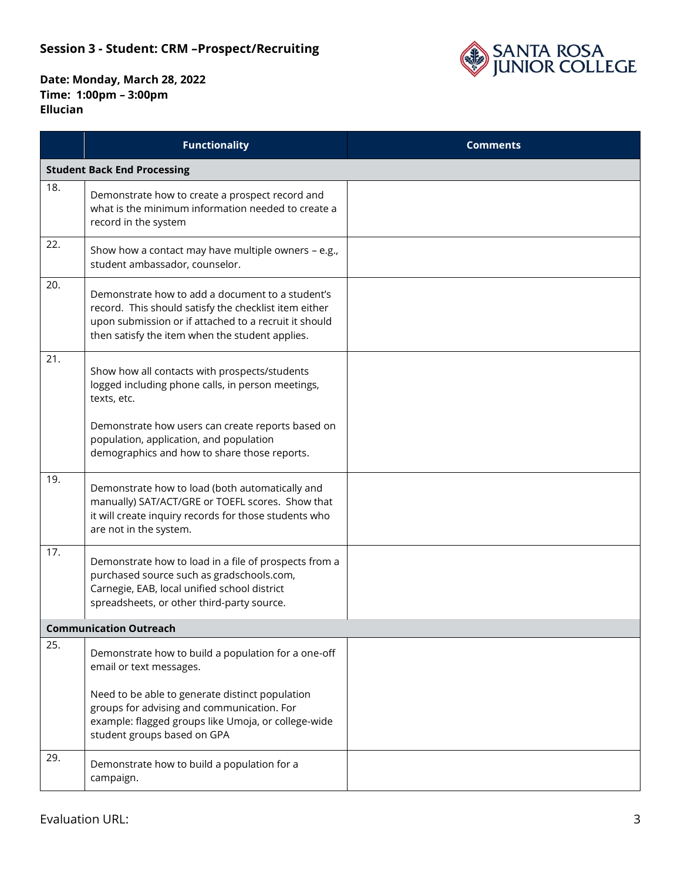## Session 3 - Student: CRM –Prospect/Recruiting

**Date: Monday, March 28, 2022**
**Time: 1:00pm – 3:00pm**
**Ellucian**

| | Functionality | Comments |
|---|---|---|
| **Student Back End Processing** | | |
| 18. | Demonstrate how to create a prospect record and what is the minimum information needed to create a record in the system | |
| 22. | Show how a contact may have multiple owners – e.g., student ambassador, counselor. | |
| 20. | Demonstrate how to add a document to a student's record. This should satisfy the checklist item either upon submission or if attached to a recruit it should then satisfy the item when the student applies. | |
| 21. | Show how all contacts with prospects/students logged including phone calls, in person meetings, texts, etc.<br><br>Demonstrate how users can create reports based on population, application, and population demographics and how to share those reports. | |
| 19. | Demonstrate how to load (both automatically and manually) SAT/ACT/GRE or TOEFL scores. Show that it will create inquiry records for those students who are not in the system. | |
| 17. | Demonstrate how to load in a file of prospects from a purchased source such as gradschools.com, Carnegie, EAB, local unified school district spreadsheets, or other third-party source. | |
| **Communication Outreach** | | |
| 25. | Demonstrate how to build a population for a one-off email or text messages.<br><br>Need to be able to generate distinct population groups for advising and communication. For example: flagged groups like Umoja, or college-wide student groups based on GPA | |
| 29. | Demonstrate how to build a population for a campaign. | |

Evaluation URL: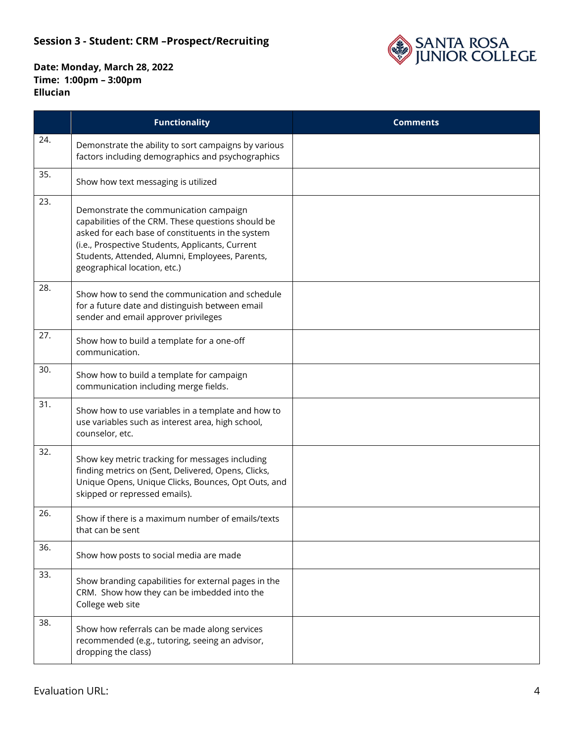**Session 3 - Student: CRM –Prospect/Recruiting**

**Date: Monday, March 28, 2022**
**Time: 1:00pm – 3:00pm**
**Ellucian**

| | Functionality | Comments |
|---|---|---|
| 24. | Demonstrate the ability to sort campaigns by various factors including demographics and psychographics | |
| 35. | Show how text messaging is utilized | |
| 23. | Demonstrate the communication campaign capabilities of the CRM. These questions should be asked for each base of constituents in the system (i.e., Prospective Students, Applicants, Current Students, Attended, Alumni, Employees, Parents, geographical location, etc.) | |
| 28. | Show how to send the communication and schedule for a future date and distinguish between email sender and email approver privileges | |
| 27. | Show how to build a template for a one-off communication. | |
| 30. | Show how to build a template for campaign communication including merge fields. | |
| 31. | Show how to use variables in a template and how to use variables such as interest area, high school, counselor, etc. | |
| 32. | Show key metric tracking for messages including finding metrics on (Sent, Delivered, Opens, Clicks, Unique Opens, Unique Clicks, Bounces, Opt Outs, and skipped or repressed emails). | |
| 26. | Show if there is a maximum number of emails/texts that can be sent | |
| 36. | Show how posts to social media are made | |
| 33. | Show branding capabilities for external pages in the CRM. Show how they can be imbedded into the College web site | |
| 38. | Show how referrals can be made along services recommended (e.g., tutoring, seeing an advisor, dropping the class) | |

Evaluation URL: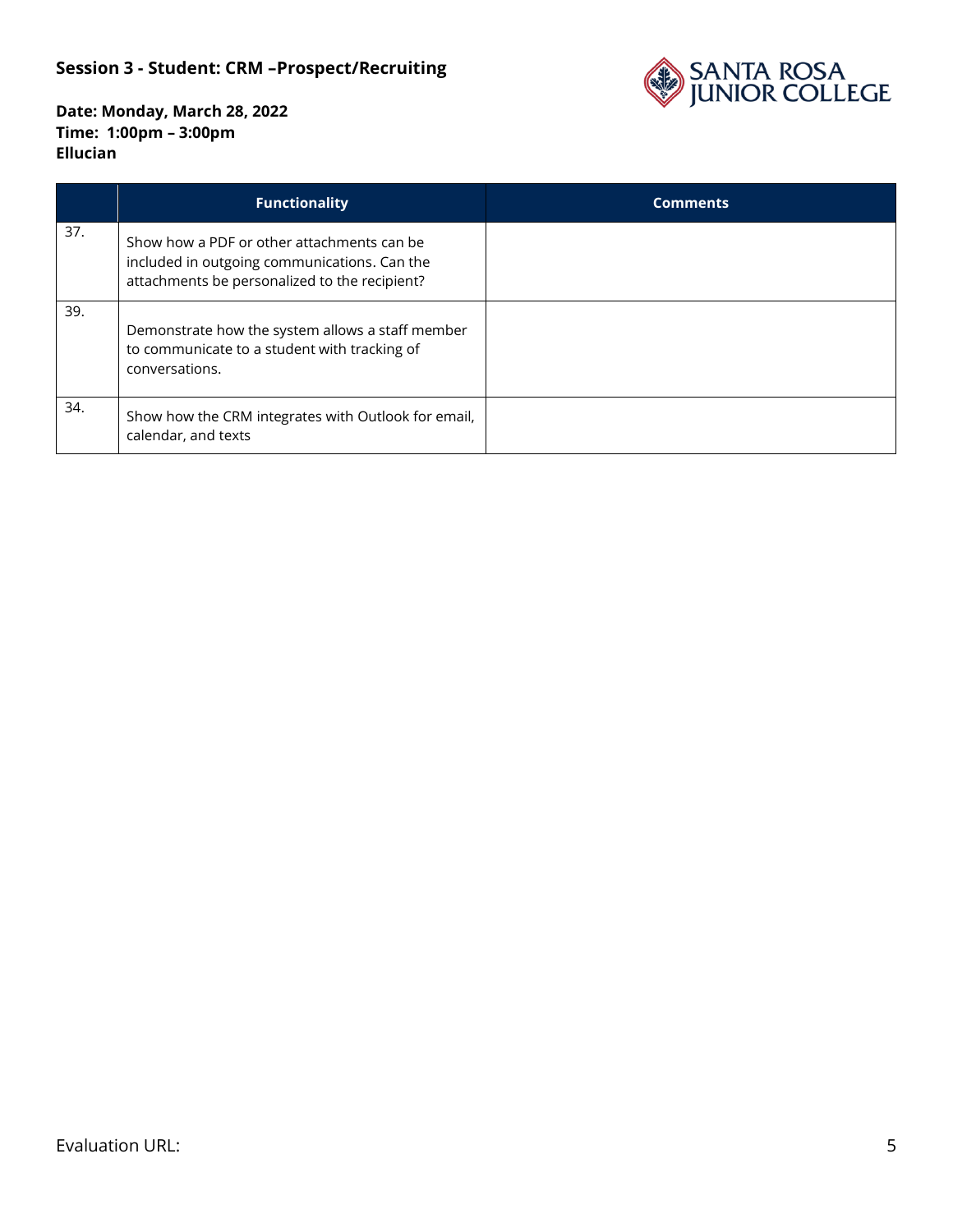**Session 3 - Student: CRM –Prospect/Recruiting**

**Date: Monday, March 28, 2022**
**Time: 1:00pm – 3:00pm**
**Ellucian**

| | Functionality | Comments |
|---|---|---|
| 37. | Show how a PDF or other attachments can be included in outgoing communications. Can the attachments be personalized to the recipient? | |
| 39. | Demonstrate how the system allows a staff member to communicate to a student with tracking of conversations. | |
| 34. | Show how the CRM integrates with Outlook for email, calendar, and texts | |

Evaluation URL: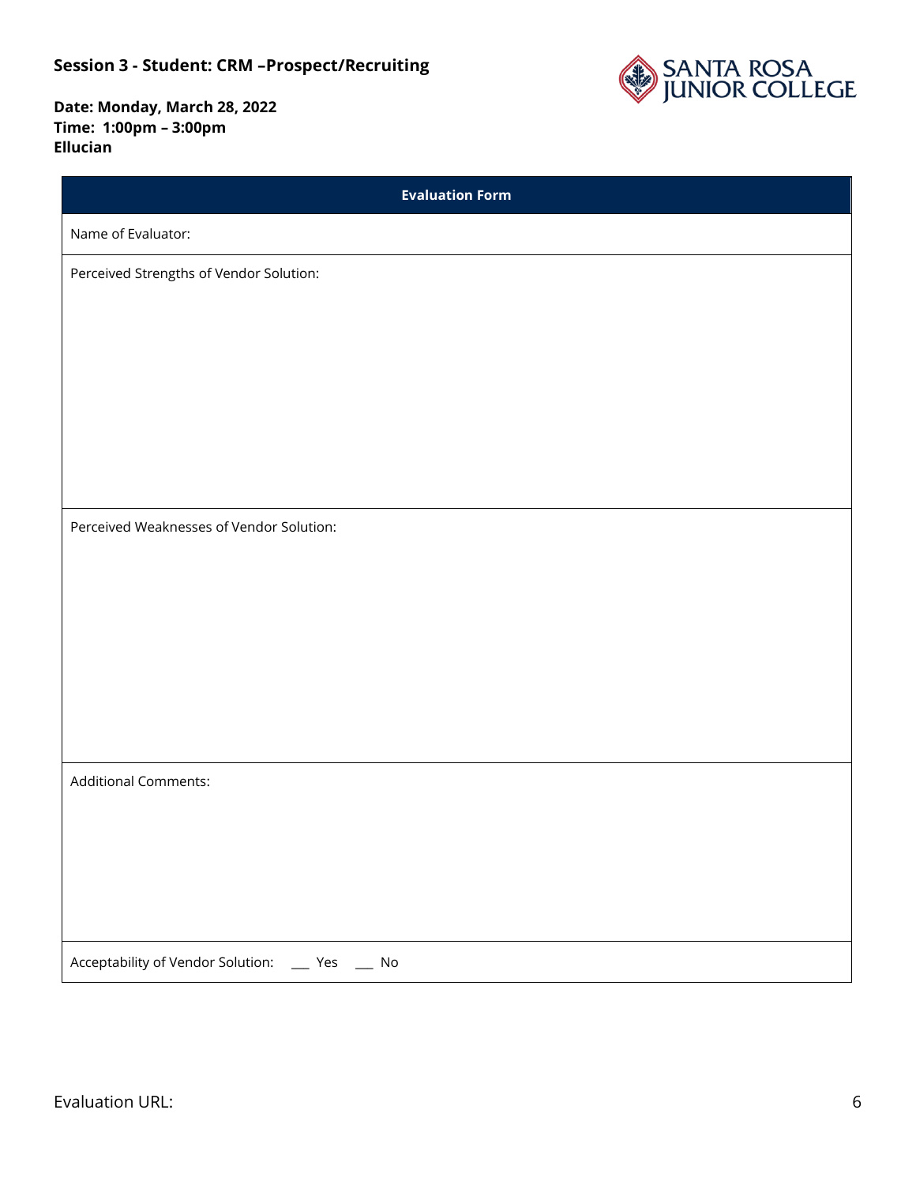**Session 3 - Student: CRM –Prospect/Recruiting**

**Date: Monday, March 28, 2022**
**Time: 1:00pm – 3:00pm**
**Ellucian**

| **Evaluation Form** |
|---|
| Name of Evaluator: |
| Perceived Strengths of Vendor Solution: |
| Perceived Weaknesses of Vendor Solution: |
| Additional Comments: |
| Acceptability of Vendor Solution: ___ Yes ___ No |

Evaluation URL: